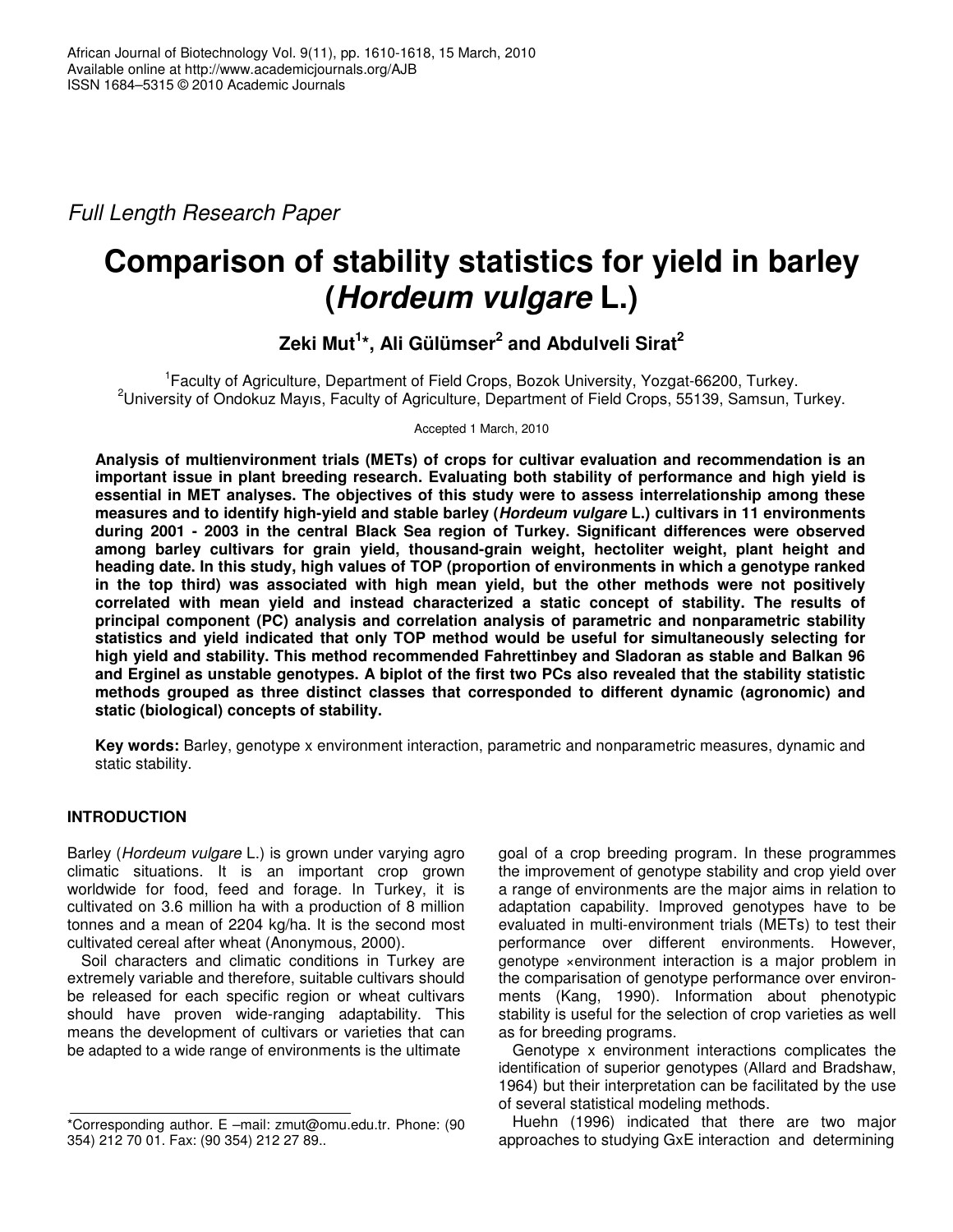*Full Length Research Paper*

# Comparison of stability statistics for yield in barley (*Hordeum vulgare* L.)

**Zeki Mut[1]*, Ali Gülümser[2] and Abdulveli Sirat[2]**

[1]Faculty of Agriculture, Department of Field Crops, Bozok University, Yozgat-66200, Turkey.
[2]University of Ondokuz Mayıs, Faculty of Agriculture, Department of Field Crops, 55139, Samsun, Turkey.

Accepted 1 March, 2010

**Analysis of multienvironment trials (METs) of crops for cultivar evaluation and recommendation is an important issue in plant breeding research. Evaluating both stability of performance and high yield is essential in MET analyses. The objectives of this study were to assess interrelationship among these measures and to identify high-yield and stable barley (*Hordeum vulgare* L.) cultivars in 11 environments during 2001 - 2003 in the central Black Sea region of Turkey. Significant differences were observed among barley cultivars for grain yield, thousand-grain weight, hectoliter weight, plant height and heading date. In this study, high values of TOP (proportion of environments in which a genotype ranked in the top third) was associated with high mean yield, but the other methods were not positively correlated with mean yield and instead characterized a static concept of stability. The results of principal component (PC) analysis and correlation analysis of parametric and nonparametric stability statistics and yield indicated that only TOP method would be useful for simultaneously selecting for high yield and stability. This method recommended Fahrettinbey and Sladoran as stable and Balkan 96 and Erginel as unstable genotypes. A biplot of the first two PCs also revealed that the stability statistic methods grouped as three distinct classes that corresponded to different dynamic (agronomic) and static (biological) concepts of stability.**

**Key words:** Barley, genotype x environment interaction, parametric and nonparametric measures, dynamic and static stability.

## INTRODUCTION

Barley (*Hordeum vulgare* L.) is grown under varying agro climatic situations. It is an important crop grown worldwide for food, feed and forage. In Turkey, it is cultivated on 3.6 million ha with a production of 8 million tonnes and a mean of 2204 kg/ha. It is the second most cultivated cereal after wheat (Anonymous, 2000).

Soil characters and climatic conditions in Turkey are extremely variable and therefore, suitable cultivars should be released for each specific region or wheat cultivars should have proven wide-ranging adaptability. This means the development of cultivars or varieties that can be adapted to a wide range of environments is the ultimate goal of a crop breeding program. In these programmes the improvement of genotype stability and crop yield over a range of environments are the major aims in relation to adaptation capability. Improved genotypes have to be evaluated in multi-environment trials (METs) to test their performance over different environments. However, genotype ×environment interaction is a major problem in the comparisation of genotype performance over environments (Kang, 1990). Information about phenotypic stability is useful for the selection of crop varieties as well as for breeding programs.

Genotype x environment interactions complicates the identification of superior genotypes (Allard and Bradshaw, 1964) but their interpretation can be facilitated by the use of several statistical modeling methods.

Huehn (1996) indicated that there are two major approaches to studying GxE interaction and determining

*Corresponding author. E –mail: zmut@omu.edu.tr. Phone: (90 354) 212 70 01. Fax: (90 354) 212 27 89..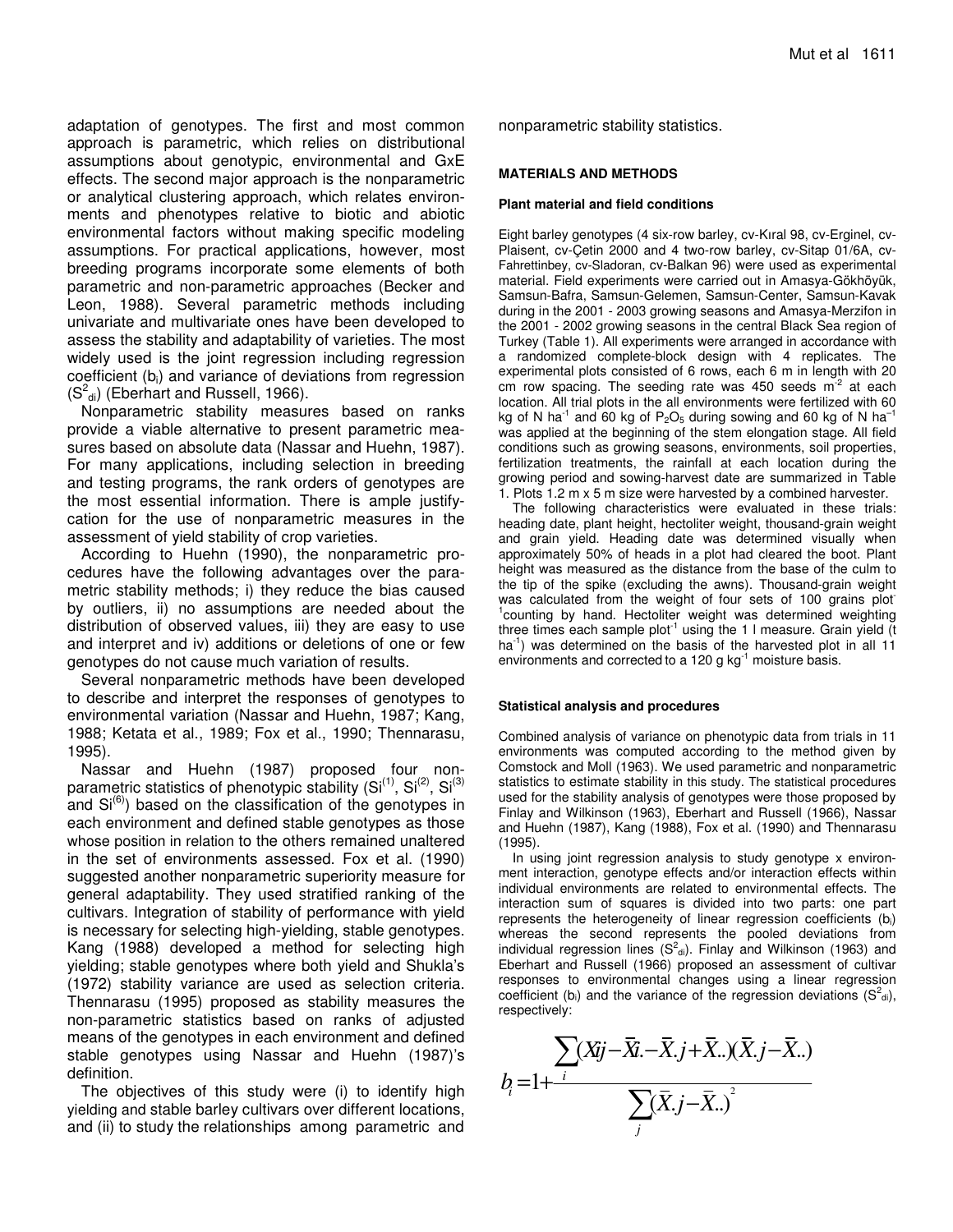adaptation of genotypes. The first and most common approach is parametric, which relies on distributional assumptions about genotypic, environmental and GxE effects. The second major approach is the nonparametric or analytical clustering approach, which relates environments and phenotypes relative to biotic and abiotic environmental factors without making specific modeling assumptions. For practical applications, however, most breeding programs incorporate some elements of both parametric and non-parametric approaches (Becker and Leon, 1988). Several parametric methods including univariate and multivariate ones have been developed to assess the stability and adaptability of varieties. The most widely used is the joint regression including regression coefficient ($b_i$) and variance of deviations from regression ($S^2_{di}$) (Eberhart and Russell, 1966).

Nonparametric stability measures based on ranks provide a viable alternative to present parametric measures based on absolute data (Nassar and Huehn, 1987). For many applications, including selection in breeding and testing programs, the rank orders of genotypes are the most essential information. There is ample justifycation for the use of nonparametric measures in the assessment of yield stability of crop varieties.

According to Huehn (1990), the nonparametric procedures have the following advantages over the parametric stability methods; i) they reduce the bias caused by outliers, ii) no assumptions are needed about the distribution of observed values, iii) they are easy to use and interpret and iv) additions or deletions of one or few genotypes do not cause much variation of results.

Several nonparametric methods have been developed to describe and interpret the responses of genotypes to environmental variation (Nassar and Huehn, 1987; Kang, 1988; Ketata et al., 1989; Fox et al., 1990; Thennarasu, 1995).

Nassar and Huehn (1987) proposed four nonparametric statistics of phenotypic stability ($Si^{(1)}$, $Si^{(2)}$, $Si^{(3)}$ and $Si^{(6)}$) based on the classification of the genotypes in each environment and defined stable genotypes as those whose position in relation to the others remained unaltered in the set of environments assessed. Fox et al. (1990) suggested another nonparametric superiority measure for general adaptability. They used stratified ranking of the cultivars. Integration of stability of performance with yield is necessary for selecting high-yielding, stable genotypes. Kang (1988) developed a method for selecting high yielding; stable genotypes where both yield and Shukla's (1972) stability variance are used as selection criteria. Thennarasu (1995) proposed as stability measures the non-parametric statistics based on ranks of adjusted means of the genotypes in each environment and defined stable genotypes using Nassar and Huehn (1987)'s definition.

The objectives of this study were (i) to identify high yielding and stable barley cultivars over different locations, and (ii) to study the relationships among parametric and nonparametric stability statistics.

## MATERIALS AND METHODS

### Plant material and field conditions

Eight barley genotypes (4 six-row barley, cv-Kıral 98, cv-Erginel, cv-Plaisent, cv-Çetin 2000 and 4 two-row barley, cv-Sitap 01/6A, cv-Fahrettinbey, cv-Sladoran, cv-Balkan 96) were used as experimental material. Field experiments were carried out in Amasya-Gökhöyük, Samsun-Bafra, Samsun-Gelemen, Samsun-Center, Samsun-Kavak during in the 2001 - 2003 growing seasons and Amasya-Merzifon in the 2001 - 2002 growing seasons in the central Black Sea region of Turkey (Table 1). All experiments were arranged in accordance with a randomized complete-block design with 4 replicates. The experimental plots consisted of 6 rows, each 6 m in length with 20 cm row spacing. The seeding rate was 450 seeds $m^{-2}$ at each location. All trial plots in the all environments were fertilized with 60 kg of N $ha^{-1}$ and 60 kg of $P_2O_5$ during sowing and 60 kg of N $ha^{-1}$ was applied at the beginning of the stem elongation stage. All field conditions such as growing seasons, environments, soil properties, fertilization treatments, the rainfall at each location during the growing period and sowing-harvest date are summarized in Table 1. Plots 1.2 m x 5 m size were harvested by a combined harvester.

The following characteristics were evaluated in these trials: heading date, plant height, hectoliter weight, thousand-grain weight and grain yield. Heading date was determined visually when approximately 50% of heads in a plot had cleared the boot. Plant height was measured as the distance from the base of the culm to the tip of the spike (excluding the awns). Thousand-grain weight was calculated from the weight of four sets of 100 grains $plot^{-1}$ counting by hand. Hectoliter weight was determined weighting three times each sample $plot^{-1}$ using the 1 l measure. Grain yield (t $ha^{-1}$) was determined on the basis of the harvested plot in all 11 environments and corrected to a 120 g $kg^{-1}$ moisture basis.

### Statistical analysis and procedures

Combined analysis of variance on phenotypic data from trials in 11 environments was computed according to the method given by Comstock and Moll (1963). We used parametric and nonparametric statistics to estimate stability in this study. The statistical procedures used for the stability analysis of genotypes were those proposed by Finlay and Wilkinson (1963), Eberhart and Russell (1966), Nassar and Huehn (1987), Kang (1988), Fox et al. (1990) and Thennarasu (1995).

In using joint regression analysis to study genotype x environment interaction, genotype effects and/or interaction effects within individual environments are related to environmental effects. The interaction sum of squares is divided into two parts: one part represents the heterogeneity of linear regression coefficients ($b_i$) whereas the second represents the pooled deviations from individual regression lines ($S^2_{di}$). Finlay and Wilkinson (1963) and Eberhart and Russell (1966) proposed an assessment of cultivar responses to environmental changes using a linear regression coefficient ($b_i$) and the variance of the regression deviations ($S^2_{di}$), respectively:

$$b_i = 1 + \frac{\sum_i (X_{ij} - \bar{X}_{i.} - \bar{X}_{.j} + \bar{X}_{..})(\bar{X}_{.j} - \bar{X}_{..})}{\sum_j (\bar{X}_{.j} - \bar{X}_{..})^2}$$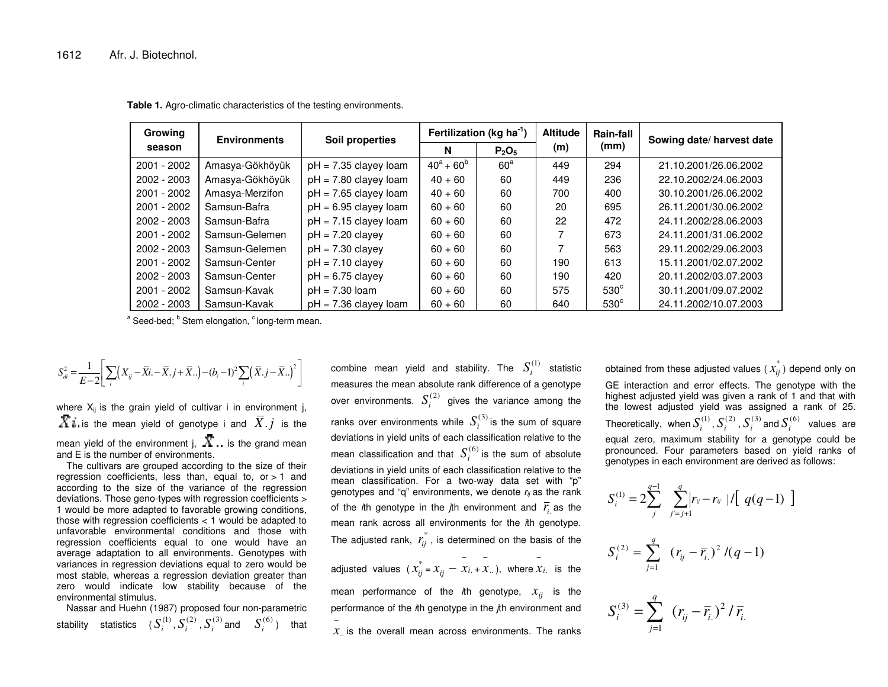**Table 1.** Agro-climatic characteristics of the testing environments.

| Growing season | Environments | Soil properties | Fertilization (kg ha$^{-1}$) | | Altitude (m) | Rain-fall (mm) | Sowing date/ harvest date |
|---|---|---|---|---|---|---|---|
| | | | N | $P_2O_5$ | | | |
| 2001 - 2002 | Amasya-Gökhöyük | pH = 7.35 clayey loam | 40[a] + 60[b] | 60[a] | 449 | 294 | 21.10.2001/26.06.2002 |
| 2002 - 2003 | Amasya-Gökhöyük | pH = 7.80 clayey loam | 40 + 60 | 60 | 449 | 236 | 22.10.2002/24.06.2003 |
| 2001 - 2002 | Amasya-Merzifon | pH = 7.65 clayey loam | 40 + 60 | 60 | 700 | 400 | 30.10.2001/26.06.2002 |
| 2001 - 2002 | Samsun-Bafra | pH = 6.95 clayey loam | 60 + 60 | 60 | 20 | 695 | 26.11.2001/30.06.2002 |
| 2002 - 2003 | Samsun-Bafra | pH = 7.15 clayey loam | 60 + 60 | 60 | 22 | 472 | 24.11.2002/28.06.2003 |
| 2001 - 2002 | Samsun-Gelemen | pH = 7.20 clayey | 60 + 60 | 60 | 7 | 673 | 24.11.2001/31.06.2002 |
| 2002 - 2003 | Samsun-Gelemen | pH = 7.30 clayey | 60 + 60 | 60 | 7 | 563 | 29.11.2002/29.06.2003 |
| 2001 - 2002 | Samsun-Center | pH = 7.10 clayey | 60 + 60 | 60 | 190 | 613 | 15.11.2001/02.07.2002 |
| 2002 - 2003 | Samsun-Center | pH = 6.75 clayey | 60 + 60 | 60 | 190 | 420 | 20.11.2002/03.07.2003 |
| 2001 - 2002 | Samsun-Kavak | pH = 7.30 loam | 60 + 60 | 60 | 575 | 530[c] | 30.11.2001/09.07.2002 |
| 2002 - 2003 | Samsun-Kavak | pH = 7.36 clayey loam | 60 + 60 | 60 | 640 | 530[c] | 24.11.2002/10.07.2003 |

[a] Seed-bed; [b] Stem elongation, [c] long-term mean.

$$S_{di}^2 = \frac{1}{E-2}\left[\sum_i \left(X_{ij} - \bar{X}i. - \bar{X}.j + \bar{X}..\right) - (b_i - 1)^2 \sum_i \left(\bar{X}.j - \bar{X}..\right)^2\right]$$

where $X_{ij}$ is the grain yield of cultivar i in environment j, $\bar{X}i.$ is the mean yield of genotype i and $\bar{X}.j$ is the mean yield of the environment j, $\bar{X}..$ is the grand mean and E is the number of environments.

The cultivars are grouped according to the size of their regression coefficients, less than, equal to, or > 1 and according to the size of the variance of the regression deviations. Those geno-types with regression coefficients > 1 would be more adapted to favorable growing conditions, those with regression coefficients < 1 would be adapted to unfavorable environmental conditions and those with regression coefficients equal to one would have an average adaptation to all environments. Genotypes with variances in regression deviations equal to zero would be most stable, whereas a regression deviation greater than zero would indicate low stability because of the environmental stimulus.

Nassar and Huehn (1987) proposed four non-parametric stability statistics ($S_i^{(1)}, S_i^{(2)}, S_i^{(3)}$ and $S_i^{(6)}$) that combine mean yield and stability. The $S_i^{(1)}$ statistic measures the mean absolute rank difference of a genotype over environments. $S_i^{(2)}$ gives the variance among the ranks over environments while $S_i^{(3)}$ is the sum of square deviations in yield units of each classification relative to the mean classification and that $S_i^{(6)}$ is the sum of absolute deviations in yield units of each classification relative to the mean classification. For a two-way data set with "p" genotypes and "q" environments, we denote $r_{ij}$ as the rank of the *i*th genotype in the *j*th environment and $\bar{r}_{i.}$ as the mean rank across all environments for the *i*th genotype. The adjusted rank, $r_{ij}^*$, is determined on the basis of the adjusted values ($x_{ij}^* = x_{ij} - \bar{x}_{i.} + \bar{x}_{..}$), where $\bar{x}_{i.}$ is the mean performance of the *i*th genotype, $x_{ij}$ is the performance of the *i*th genotype in the *j*th environment and $\bar{x}_{..}$ is the overall mean across environments. The ranks obtained from these adjusted values ($x_{ij}^*$) depend only on GE interaction and error effects. The genotype with the highest adjusted yield was given a rank of 1 and that with the lowest adjusted yield was assigned a rank of 25. Theoretically, when $S_i^{(1)}, S_i^{(2)}, S_i^{(3)}$ and $S_i^{(6)}$ values are equal zero, maximum stability for a genotype could be pronounced. Four parameters based on yield ranks of genotypes in each environment are derived as follows:

$$S_i^{(1)} = 2\sum_{j}^{q-1} \sum_{j'=j+1}^{q} \left| r_{ij} - r_{ij'} \right| / \left[ q(q-1) \right]$$

$$S_i^{(2)} = \sum_{j=1}^{q} (r_{ij} - \bar{r}_{i.})^2 / (q-1)$$

$$S_i^{(3)} = \sum_{j=1}^{q} (r_{ij} - \bar{r}_{i.})^2 / \bar{r}_{i.}$$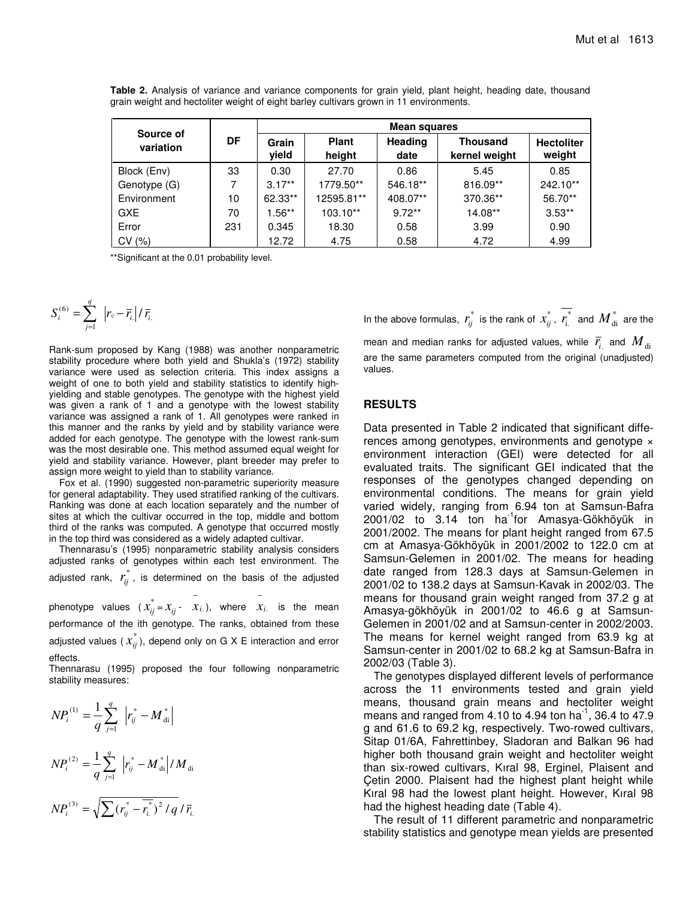**Table 2.** Analysis of variance and variance components for grain yield, plant height, heading date, thousand grain weight and hectoliter weight of eight barley cultivars grown in 11 environments.

| Source of variation | DF | Mean squares | | | | |
|---|---|---|---|---|---|---|
| | | Grain yield | Plant height | Heading date | Thousand kernel weight | Hectoliter weight |
| Block (Env) | 33 | 0.30 | 27.70 | 0.86 | 5.45 | 0.85 |
| Genotype (G) | 7 | 3.17** | 1779.50** | 546.18** | 816.09** | 242.10** |
| Environment | 10 | 62.33** | 12595.81** | 408.07** | 370.36** | 56.70** |
| GXE | 70 | 1.56** | 103.10** | 9.72** | 14.08** | 3.53** |
| Error | 231 | 0.345 | 18.30 | 0.58 | 3.99 | 0.90 |
| CV (%) | | 12.72 | 4.75 | 0.58 | 4.72 | 4.99 |

**Significant at the 0.01 probability level.

$$S_i^{(6)} = \sum_{j=1}^{q} \left| r_{ij} - \bar{r}_{i.} \right| / \bar{r}_{i.}$$

Rank-sum proposed by Kang (1988) was another nonparametric stability procedure where both yield and Shukla's (1972) stability variance were used as selection criteria. This index assigns a weight of one to both yield and stability statistics to identify high-yielding and stable genotypes. The genotype with the highest yield was given a rank of 1 and a genotype with the lowest stability variance was assigned a rank of 1. All genotypes were ranked in this manner and the ranks by yield and by stability variance were added for each genotype. The genotype with the lowest rank-sum was the most desirable one. This method assumed equal weight for yield and stability variance. However, plant breeder may prefer to assign more weight to yield than to stability variance.

Fox et al. (1990) suggested non-parametric superiority measure for general adaptability. They used stratified ranking of the cultivars. Ranking was done at each location separately and the number of sites at which the cultivar occurred in the top, middle and bottom third of the ranks was computed. A genotype that occurred mostly in the top third was considered as a widely adapted cultivar.

Thennarasu's (1995) nonparametric stability analysis considers adjusted ranks of genotypes within each test environment. The adjusted rank, $r_{ij}^*$, is determined on the basis of the adjusted phenotype values ($x_{ij}^* = x_{ij} - \bar{x}_{i.}$), where $\bar{x}_{i.}$ is the mean performance of the ith genotype. The ranks, obtained from these adjusted values ($x_{ij}^*$), depend only on G X E interaction and error effects.

Thennarasu (1995) proposed the four following nonparametric stability measures:

$$NP_i^{(1)} = \frac{1}{q} \sum_{j=1}^{q} \left| r_{ij}^* - M_{\mathrm{di}}^* \right|$$

$$NP_i^{(2)} = \frac{1}{q} \sum_{j=1}^{q} \left| r_{ij}^* - M_{\mathrm{di}}^* \right| / M_{\mathrm{di}}$$

$$NP_i^{(3)} = \sqrt{\sum (r_{ij}^* - \overline{r_{i.}^*})^2 / q} \, / \, \bar{r}_{i.}$$

In the above formulas, $r_{ij}^*$ is the rank of $x_{ij}^*$, $\overline{r_{i.}^*}$ and $M_{\mathrm{di}}^*$ are the mean and median ranks for adjusted values, while $\bar{r}_{i.}$ and $M_{\mathrm{di}}$ are the same parameters computed from the original (unadjusted) values.

## RESULTS

Data presented in Table 2 indicated that significant differences among genotypes, environments and genotype × environment interaction (GEI) were detected for all evaluated traits. The significant GEI indicated that the responses of the genotypes changed depending on environmental conditions. The means for grain yield varied widely, ranging from 6.94 ton at Samsun-Bafra 2001/02 to 3.14 ton ha$^{-1}$for Amasya-Gökhöyük in 2001/2002. The means for plant height ranged from 67.5 cm at Amasya-Gökhöyük in 2001/2002 to 122.0 cm at Samsun-Gelemen in 2001/02. The means for heading date ranged from 128.3 days at Samsun-Gelemen in 2001/02 to 138.2 days at Samsun-Kavak in 2002/03. The means for thousand grain weight ranged from 37.2 g at Amasya-gökhöyük in 2001/02 to 46.6 g at Samsun-Gelemen in 2001/02 and at Samsun-center in 2002/2003. The means for kernel weight ranged from 63.9 kg at Samsun-center in 2001/02 to 68.2 kg at Samsun-Bafra in 2002/03 (Table 3).

The genotypes displayed different levels of performance across the 11 environments tested and grain yield means, thousand grain means and hectoliter weight means and ranged from 4.10 to 4.94 ton ha$^{-1}$, 36.4 to 47.9 g and 61.6 to 69.2 kg, respectively. Two-rowed cultivars, Sitap 01/6A, Fahrettinbey, Sladoran and Balkan 96 had higher both thousand grain weight and hectoliter weight than six-rowed cultivars, Kıral 98, Erginel, Plaisent and Çetin 2000. Plaisent had the highest plant height while Kıral 98 had the lowest plant height. However, Kıral 98 had the highest heading date (Table 4).

The result of 11 different parametric and nonparametric stability statistics and genotype mean yields are presented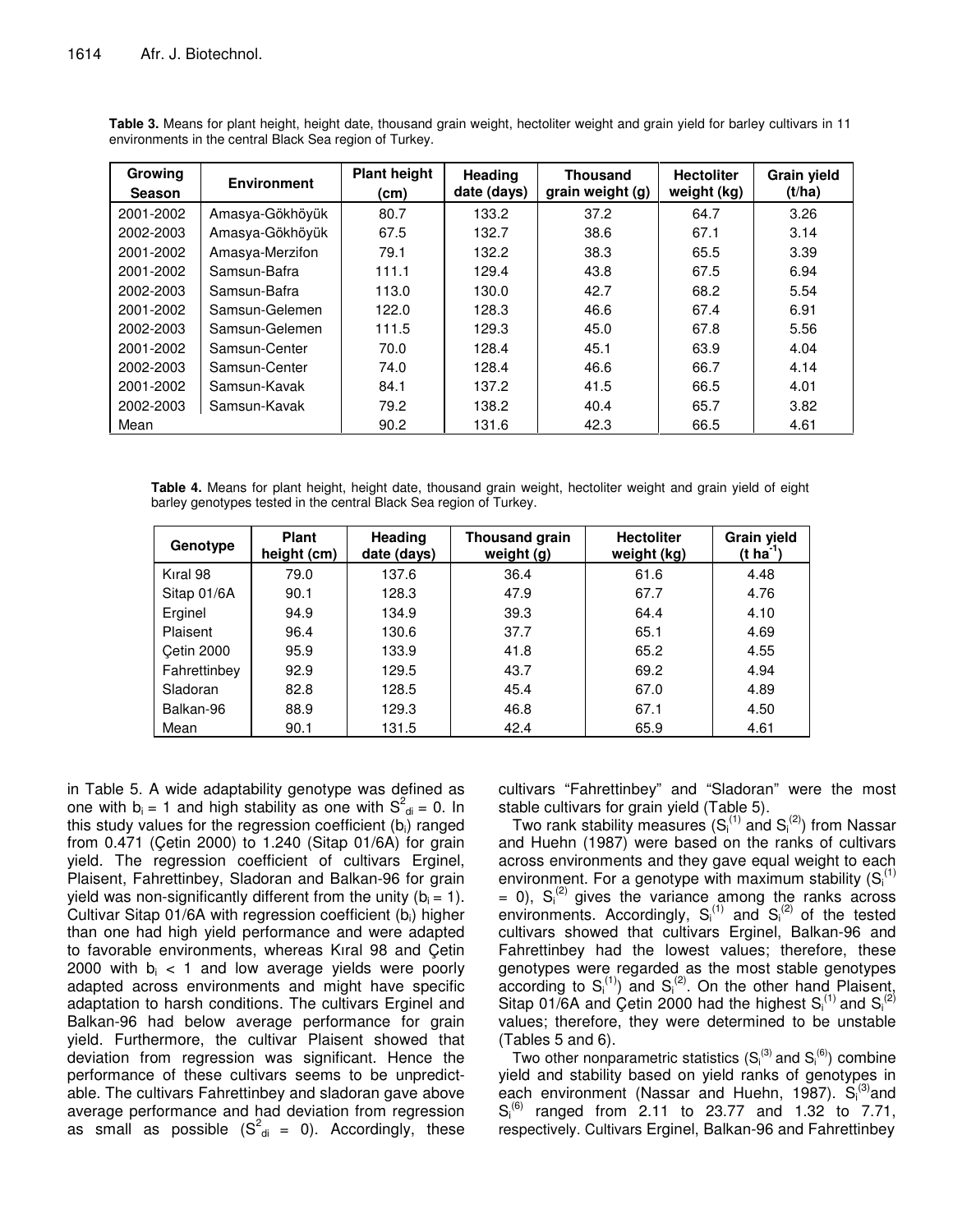**Table 3.** Means for plant height, height date, thousand grain weight, hectoliter weight and grain yield for barley cultivars in 11 environments in the central Black Sea region of Turkey.

| Growing Season | Environment | Plant height (cm) | Heading date (days) | Thousand grain weight (g) | Hectoliter weight (kg) | Grain yield (t/ha) |
|---|---|---|---|---|---|---|
| 2001-2002 | Amasya-Gökhöyük | 80.7 | 133.2 | 37.2 | 64.7 | 3.26 |
| 2002-2003 | Amasya-Gökhöyük | 67.5 | 132.7 | 38.6 | 67.1 | 3.14 |
| 2001-2002 | Amasya-Merzifon | 79.1 | 132.2 | 38.3 | 65.5 | 3.39 |
| 2001-2002 | Samsun-Bafra | 111.1 | 129.4 | 43.8 | 67.5 | 6.94 |
| 2002-2003 | Samsun-Bafra | 113.0 | 130.0 | 42.7 | 68.2 | 5.54 |
| 2001-2002 | Samsun-Gelemen | 122.0 | 128.3 | 46.6 | 67.4 | 6.91 |
| 2002-2003 | Samsun-Gelemen | 111.5 | 129.3 | 45.0 | 67.8 | 5.56 |
| 2001-2002 | Samsun-Center | 70.0 | 128.4 | 45.1 | 63.9 | 4.04 |
| 2002-2003 | Samsun-Center | 74.0 | 128.4 | 46.6 | 66.7 | 4.14 |
| 2001-2002 | Samsun-Kavak | 84.1 | 137.2 | 41.5 | 66.5 | 4.01 |
| 2002-2003 | Samsun-Kavak | 79.2 | 138.2 | 40.4 | 65.7 | 3.82 |
| Mean | | 90.2 | 131.6 | 42.3 | 66.5 | 4.61 |

**Table 4.** Means for plant height, height date, thousand grain weight, hectoliter weight and grain yield of eight barley genotypes tested in the central Black Sea region of Turkey.

| Genotype | Plant height (cm) | Heading date (days) | Thousand grain weight (g) | Hectoliter weight (kg) | Grain yield (t ha$^{-1}$) |
|---|---|---|---|---|---|
| Kıral 98 | 79.0 | 137.6 | 36.4 | 61.6 | 4.48 |
| Sitap 01/6A | 90.1 | 128.3 | 47.9 | 67.7 | 4.76 |
| Erginel | 94.9 | 134.9 | 39.3 | 64.4 | 4.10 |
| Plaisent | 96.4 | 130.6 | 37.7 | 65.1 | 4.69 |
| Çetin 2000 | 95.9 | 133.9 | 41.8 | 65.2 | 4.55 |
| Fahrettinbey | 92.9 | 129.5 | 43.7 | 69.2 | 4.94 |
| Sladoran | 82.8 | 128.5 | 45.4 | 67.0 | 4.89 |
| Balkan-96 | 88.9 | 129.3 | 46.8 | 67.1 | 4.50 |
| Mean | 90.1 | 131.5 | 42.4 | 65.9 | 4.61 |

in Table 5. A wide adaptability genotype was defined as one with $b_i = 1$ and high stability as one with $S^2_{di} = 0$. In this study values for the regression coefficient ($b_i$) ranged from 0.471 (Çetin 2000) to 1.240 (Sitap 01/6A) for grain yield. The regression coefficient of cultivars Erginel, Plaisent, Fahrettinbey, Sladoran and Balkan-96 for grain yield was non-significantly different from the unity ($b_i = 1$). Cultivar Sitap 01/6A with regression coefficient ($b_i$) higher than one had high yield performance and were adapted to favorable environments, whereas Kıral 98 and Çetin 2000 with $b_i < 1$ and low average yields were poorly adapted across environments and might have specific adaptation to harsh conditions. The cultivars Erginel and Balkan-96 had below average performance for grain yield. Furthermore, the cultivar Plaisent showed that deviation from regression was significant. Hence the performance of these cultivars seems to be unpredictable. The cultivars Fahrettinbey and sladoran gave above average performance and had deviation from regression as small as possible ($S^2_{di} = 0$). Accordingly, these cultivars "Fahrettinbey" and "Sladoran" were the most stable cultivars for grain yield (Table 5).

Two rank stability measures ($S_i^{(1)}$ and $S_i^{(2)}$) from Nassar and Huehn (1987) were based on the ranks of cultivars across environments and they gave equal weight to each environment. For a genotype with maximum stability ($S_i^{(1)} = 0$), $S_i^{(2)}$ gives the variance among the ranks across environments. Accordingly, $S_i^{(1)}$ and $S_i^{(2)}$ of the tested cultivars showed that cultivars Erginel, Balkan-96 and Fahrettinbey had the lowest values; therefore, these genotypes were regarded as the most stable genotypes according to $S_i^{(1)}$) and $S_i^{(2)}$. On the other hand Plaisent, Sitap 01/6A and Çetin 2000 had the highest $S_i^{(1)}$ and $S_i^{(2)}$ values; therefore, they were determined to be unstable (Tables 5 and 6).

Two other nonparametric statistics ($S_i^{(3)}$ and $S_i^{(6)}$) combine yield and stability based on yield ranks of genotypes in each environment (Nassar and Huehn, 1987). $S_i^{(3)}$and $S_i^{(6)}$ ranged from 2.11 to 23.77 and 1.32 to 7.71, respectively. Cultivars Erginel, Balkan-96 and Fahrettinbey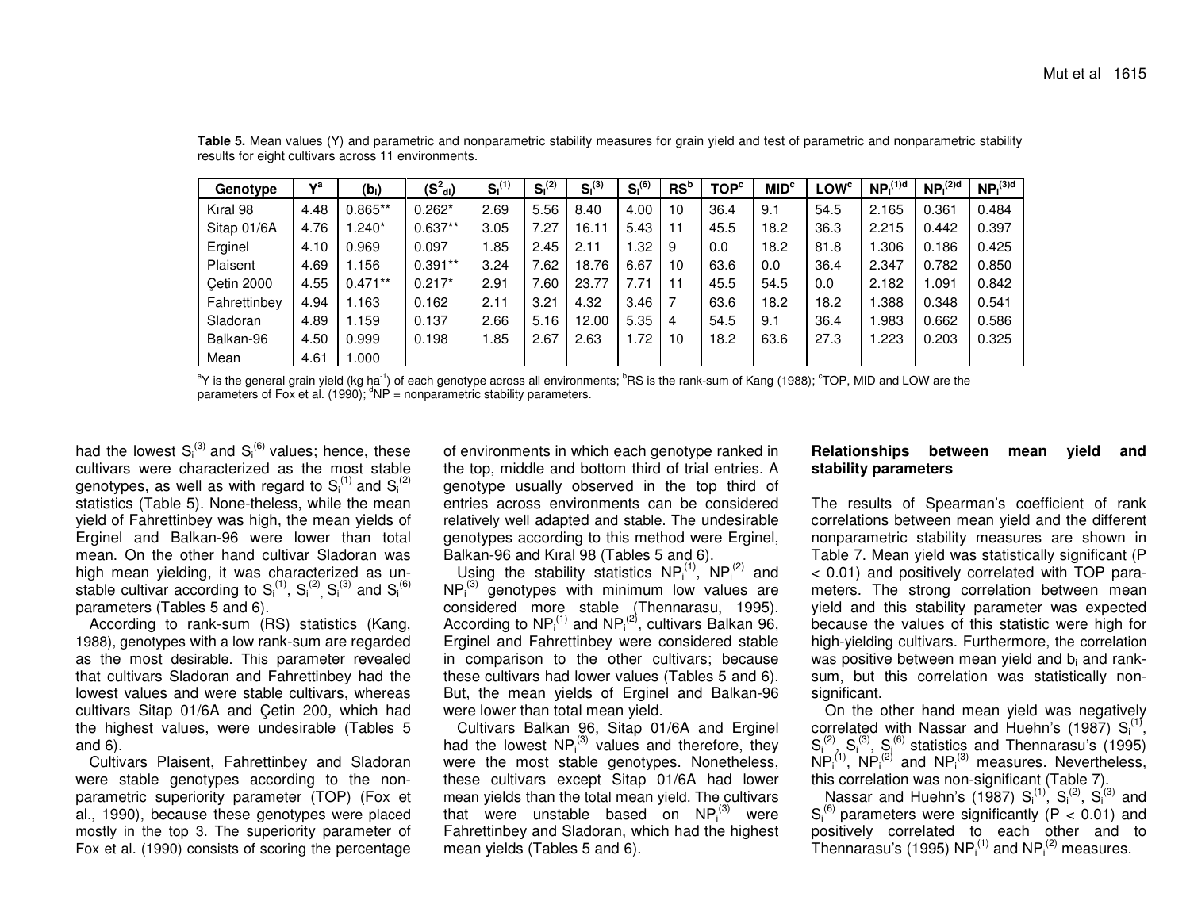**Table 5.** Mean values (Y) and parametric and nonparametric stability measures for grain yield and test of parametric and nonparametric stability results for eight cultivars across 11 environments.

| Genotype | Y[a] | ($b_i$) | ($S^2_{di}$) | $S_i^{(1)}$ | $S_i^{(2)}$ | $S_i^{(3)}$ | $S_i^{(6)}$ | RS[b] | TOP[c] | MID[c] | LOW[c] | $NP_i^{(1)d}$ | $NP_i^{(2)d}$ | $NP_i^{(3)d}$ |
|---|---|---|---|---|---|---|---|---|---|---|---|---|---|---|
| Kıral 98 | 4.48 | 0.865** | 0.262* | 2.69 | 5.56 | 8.40 | 4.00 | 10 | 36.4 | 9.1 | 54.5 | 2.165 | 0.361 | 0.484 |
| Sitap 01/6A | 4.76 | 1.240* | 0.637** | 3.05 | 7.27 | 16.11 | 5.43 | 11 | 45.5 | 18.2 | 36.3 | 2.215 | 0.442 | 0.397 |
| Erginel | 4.10 | 0.969 | 0.097 | 1.85 | 2.45 | 2.11 | 1.32 | 9 | 0.0 | 18.2 | 81.8 | 1.306 | 0.186 | 0.425 |
| Plaisent | 4.69 | 1.156 | 0.391** | 3.24 | 7.62 | 18.76 | 6.67 | 10 | 63.6 | 0.0 | 36.4 | 2.347 | 0.782 | 0.850 |
| Çetin 2000 | 4.55 | 0.471** | 0.217* | 2.91 | 7.60 | 23.77 | 7.71 | 11 | 45.5 | 54.5 | 0.0 | 2.182 | 1.091 | 0.842 |
| Fahrettinbey | 4.94 | 1.163 | 0.162 | 2.11 | 3.21 | 4.32 | 3.46 | 7 | 63.6 | 18.2 | 18.2 | 1.388 | 0.348 | 0.541 |
| Sladoran | 4.89 | 1.159 | 0.137 | 2.66 | 5.16 | 12.00 | 5.35 | 4 | 54.5 | 9.1 | 36.4 | 1.983 | 0.662 | 0.586 |
| Balkan-96 | 4.50 | 0.999 | 0.198 | 1.85 | 2.67 | 2.63 | 1.72 | 10 | 18.2 | 63.6 | 27.3 | 1.223 | 0.203 | 0.325 |
| Mean | 4.61 | 1.000 | | | | | | | | | | | | |

[a]Y is the general grain yield (kg ha$^{-1}$) of each genotype across all environments; [b]RS is the rank-sum of Kang (1988); [c]TOP, MID and LOW are the parameters of Fox et al. (1990); [d]NP = nonparametric stability parameters.

had the lowest $S_i^{(3)}$ and $S_i^{(6)}$ values; hence, these cultivars were characterized as the most stable genotypes, as well as with regard to $S_i^{(1)}$ and $S_i^{(2)}$ statistics (Table 5). None-theless, while the mean yield of Fahrettinbey was high, the mean yields of Erginel and Balkan-96 were lower than total mean. On the other hand cultivar Sladoran was high mean yielding, it was characterized as unstable cultivar according to $S_i^{(1)}$, $S_i^{(2)}$, $S_i^{(3)}$ and $S_i^{(6)}$ parameters (Tables 5 and 6).

According to rank-sum (RS) statistics (Kang, 1988), genotypes with a low rank-sum are regarded as the most desirable. This parameter revealed that cultivars Sladoran and Fahrettinbey had the lowest values and were stable cultivars, whereas cultivars Sitap 01/6A and Çetin 200, which had the highest values, were undesirable (Tables 5 and 6).

Cultivars Plaisent, Fahrettinbey and Sladoran were stable genotypes according to the nonparametric superiority parameter (TOP) (Fox et al., 1990), because these genotypes were placed mostly in the top 3. The superiority parameter of Fox et al. (1990) consists of scoring the percentage of environments in which each genotype ranked in the top, middle and bottom third of trial entries. A genotype usually observed in the top third of entries across environments can be considered relatively well adapted and stable. The undesirable genotypes according to this method were Erginel, Balkan-96 and Kıral 98 (Tables 5 and 6).

Using the stability statistics $NP_i^{(1)}$, $NP_i^{(2)}$ and $NP_i^{(3)}$ genotypes with minimum low values are considered more stable (Thennarasu, 1995). According to $NP_i^{(1)}$ and $NP_i^{(2)}$, cultivars Balkan 96, Erginel and Fahrettinbey were considered stable in comparison to the other cultivars; because these cultivars had lower values (Tables 5 and 6). But, the mean yields of Erginel and Balkan-96 were lower than total mean yield.

Cultivars Balkan 96, Sitap 01/6A and Erginel had the lowest $NP_i^{(3)}$ values and therefore, they were the most stable genotypes. Nonetheless, these cultivars except Sitap 01/6A had lower mean yields than the total mean yield. The cultivars that were unstable based on $NP_i^{(3)}$ were Fahrettinbey and Sladoran, which had the highest mean yields (Tables 5 and 6).

### Relationships between mean yield and stability parameters

The results of Spearman's coefficient of rank correlations between mean yield and the different nonparametric stability measures are shown in Table 7. Mean yield was statistically significant ($P < 0.01$) and positively correlated with TOP parameters. The strong correlation between mean yield and this stability parameter was expected because the values of this statistic were high for high-yielding cultivars. Furthermore, the correlation was positive between mean yield and $b_i$ and rank-sum, but this correlation was statistically non-significant.

On the other hand mean yield was negatively correlated with Nassar and Huehn's (1987) $S_i^{(1)}$, $S_i^{(2)}$, $S_i^{(3)}$, $S_i^{(6)}$ statistics and Thennarasu's (1995) $NP_i^{(1)}$, $NP_i^{(2)}$ and $NP_i^{(3)}$ measures. Nevertheless, this correlation was non-significant (Table 7).

Nassar and Huehn's (1987) $S_i^{(1)}$, $S_i^{(2)}$, $S_i^{(3)}$ and $S_i^{(6)}$ parameters were significantly ($P < 0.01$) and positively correlated to each other and to Thennarasu's (1995) $NP_i^{(1)}$ and $NP_i^{(2)}$ measures.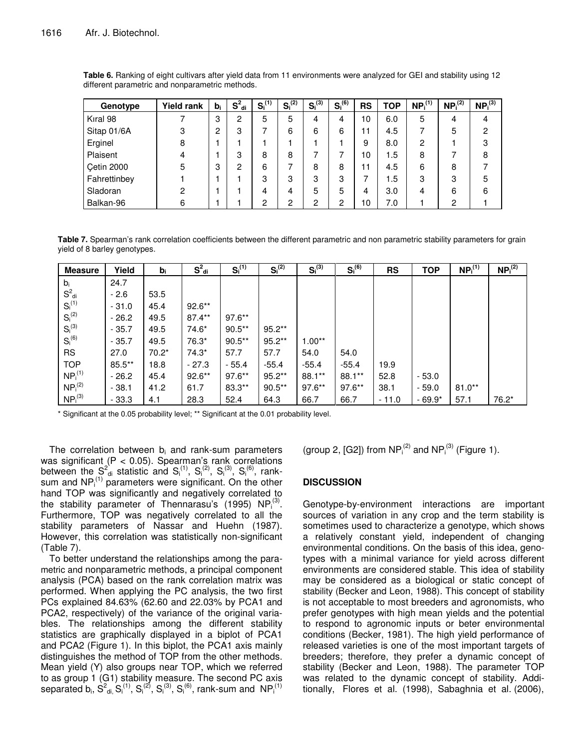**Table 6.** Ranking of eight cultivars after yield data from 11 environments were analyzed for GEI and stability using 12 different parametric and nonparametric methods.

| Genotype | Yield rank | $b_i$ | $S^2_{di}$ | $S_i^{(1)}$ | $S_i^{(2)}$ | $S_i^{(3)}$ | $S_i^{(6)}$ | RS | TOP | $NP_i^{(1)}$ | $NP_i^{(2)}$ | $NP_i^{(3)}$ |
|---|---|---|---|---|---|---|---|---|---|---|---|---|
| Kıral 98 | 7 | 3 | 2 | 5 | 5 | 4 | 4 | 10 | 6.0 | 5 | 4 | 4 |
| Sitap 01/6A | 3 | 2 | 3 | 7 | 6 | 6 | 6 | 11 | 4.5 | 7 | 5 | 2 |
| Erginel | 8 | 1 | 1 | 1 | 1 | 1 | 1 | 9 | 8.0 | 2 | 1 | 3 |
| Plaisent | 4 | 1 | 3 | 8 | 8 | 7 | 7 | 10 | 1.5 | 8 | 7 | 8 |
| Çetin 2000 | 5 | 3 | 2 | 6 | 7 | 8 | 8 | 11 | 4.5 | 6 | 8 | 7 |
| Fahrettinbey | 1 | 1 | 1 | 3 | 3 | 3 | 3 | 7 | 1.5 | 3 | 3 | 5 |
| Sladoran | 2 | 1 | 1 | 4 | 4 | 5 | 5 | 4 | 3.0 | 4 | 6 | 6 |
| Balkan-96 | 6 | 1 | 1 | 2 | 2 | 2 | 2 | 10 | 7.0 | 1 | 2 | 1 |

**Table 7.** Spearman's rank correlation coefficients between the different parametric and non parametric stability parameters for grain yield of 8 barley genotypes.

| Measure | Yield | $b_i$ | $S^2_{di}$ | $S_i^{(1)}$ | $S_i^{(2)}$ | $S_i^{(3)}$ | $S_i^{(6)}$ | RS | TOP | $NP_i^{(1)}$ | $NP_i^{(2)}$ |
|---|---|---|---|---|---|---|---|---|---|---|---|
| $b_i$ | 24.7 | | | | | | | | | | |
| $S^2_{di}$ | - 2.6 | 53.5 | | | | | | | | | |
| $S_i^{(1)}$ | - 31.0 | 45.4 | 92.6** | | | | | | | | |
| $S_i^{(2)}$ | - 26.2 | 49.5 | 87.4** | 97.6** | | | | | | | |
| $S_i^{(3)}$ | - 35.7 | 49.5 | 74.6* | 90.5** | 95.2** | | | | | | |
| $S_i^{(6)}$ | - 35.7 | 49.5 | 76.3* | 90.5** | 95.2** | 1.00** | | | | | |
| RS | 27.0 | 70.2* | 74.3* | 57.7 | 57.7 | 54.0 | 54.0 | | | | |
| TOP | 85.5** | 18.8 | - 27.3 | - 55.4 | -55.4 | -55.4 | -55.4 | 19.9 | | | |
| $NP_i^{(1)}$ | - 26.2 | 45.4 | 92.6** | 97.6** | 95.2** | 88.1** | 88.1** | 52.8 | - 53.0 | | |
| $NP_i^{(2)}$ | - 38.1 | 41.2 | 61.7 | 83.3** | 90.5** | 97.6** | 97.6** | 38.1 | - 59.0 | 81.0** | |
| $NP_i^{(3)}$ | - 33.3 | 4.1 | 28.3 | 52.4 | 64.3 | 66.7 | 66.7 | - 11.0 | - 69.9* | 57.1 | 76.2* |

\* Significant at the 0.05 probability level; ** Significant at the 0.01 probability level.

The correlation between $b_i$ and rank-sum parameters was significant ($P < 0.05$). Spearman's rank correlations between the $S^2_{di}$ statistic and $S_i^{(1)}$, $S_i^{(2)}$, $S_i^{(3)}$, $S_i^{(6)}$, rank-sum and $NP_i^{(1)}$ parameters were significant. On the other hand TOP was significantly and negatively correlated to the stability parameter of Thennarasu's (1995) $NP_i^{(3)}$. Furthermore, TOP was negatively correlated to all the stability parameters of Nassar and Huehn (1987). However, this correlation was statistically non-significant (Table 7).

To better understand the relationships among the parametric and nonparametric methods, a principal component analysis (PCA) based on the rank correlation matrix was performed. When applying the PC analysis, the two first PCs explained 84.63% (62.60 and 22.03% by PCA1 and PCA2, respectively) of the variance of the original variables. The relationships among the different stability statistics are graphically displayed in a biplot of PCA1 and PCA2 (Figure 1). In this biplot, the PCA1 axis mainly distinguishes the method of TOP from the other methods. Mean yield (Y) also groups near TOP, which we referred to as group 1 (G1) stability measure. The second PC axis separated $b_i$, $S^2_{di,}$ $S_i^{(1)}$, $S_i^{(2)}$, $S_i^{(3)}$, $S_i^{(6)}$, rank-sum and $NP_i^{(1)}$ (group 2, [G2]) from $NP_i^{(2)}$ and $NP_i^{(3)}$ (Figure 1).

## DISCUSSION

Genotype-by-environment interactions are important sources of variation in any crop and the term stability is sometimes used to characterize a genotype, which shows a relatively constant yield, independent of changing environmental conditions. On the basis of this idea, genotypes with a minimal variance for yield across different environments are considered stable. This idea of stability may be considered as a biological or static concept of stability (Becker and Leon, 1988). This concept of stability is not acceptable to most breeders and agronomists, who prefer genotypes with high mean yields and the potential to respond to agronomic inputs or beter environmental conditions (Becker, 1981). The high yield performance of released varieties is one of the most important targets of breeders; therefore, they prefer a dynamic concept of stability (Becker and Leon, 1988). The parameter TOP was related to the dynamic concept of stability. Additionally, Flores et al. (1998), Sabaghnia et al. (2006),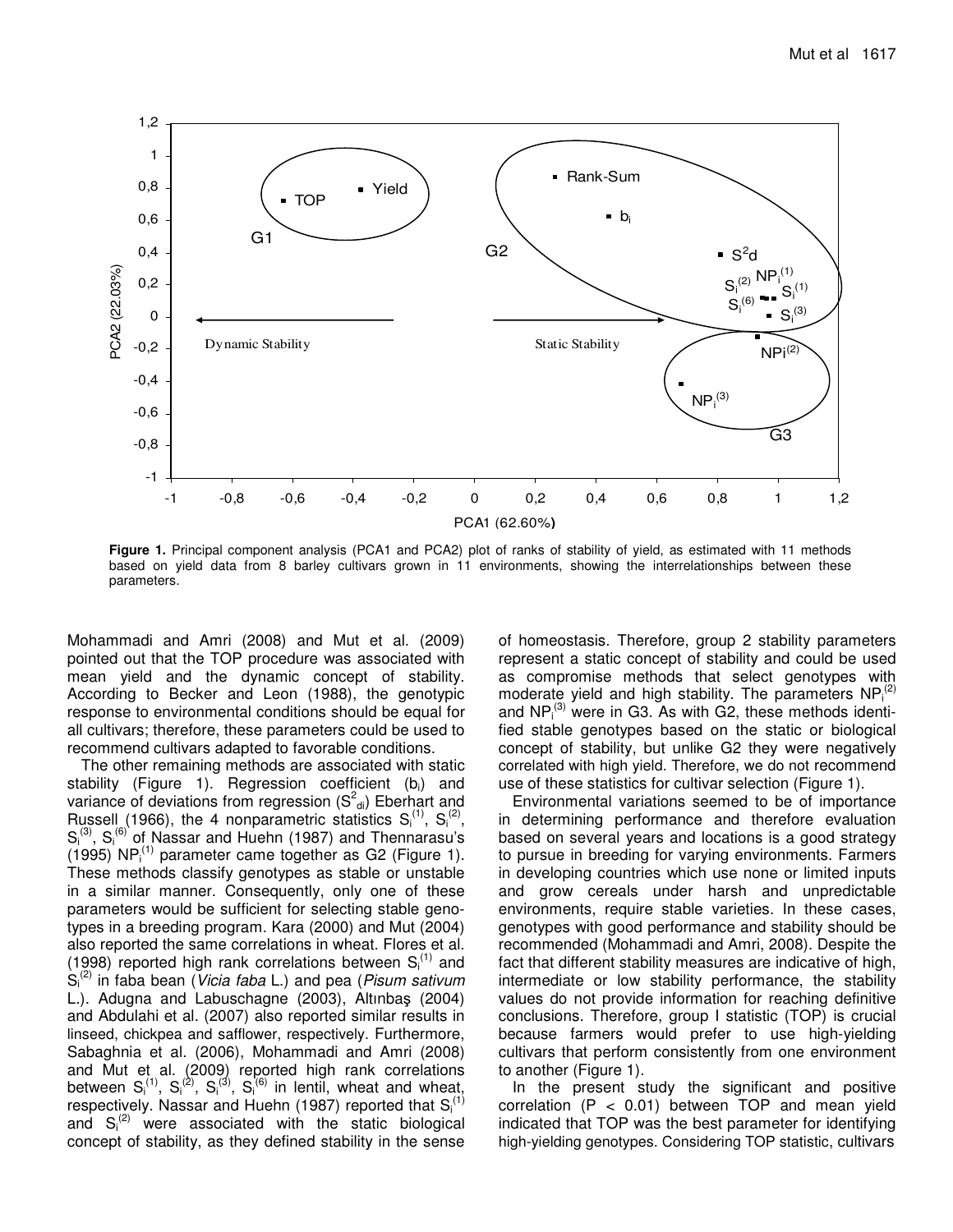**Figure 1.** Principal component analysis (PCA1 and PCA2) plot of ranks of stability of yield, as estimated with 11 methods based on yield data from 8 barley cultivars grown in 11 environments, showing the interrelationships between these parameters.

Mohammadi and Amri (2008) and Mut et al. (2009) pointed out that the TOP procedure was associated with mean yield and the dynamic concept of stability. According to Becker and Leon (1988), the genotypic response to environmental conditions should be equal for all cultivars; therefore, these parameters could be used to recommend cultivars adapted to favorable conditions.

The other remaining methods are associated with static stability (Figure 1). Regression coefficient ($b_i$) and variance of deviations from regression ($S^2_{di}$) Eberhart and Russell (1966), the 4 nonparametric statistics $S_i^{(1)}$, $S_i^{(2)}$, $S_i^{(3)}$, $S_i^{(6)}$ of Nassar and Huehn (1987) and Thennarasu's (1995) $NP_i^{(1)}$ parameter came together as G2 (Figure 1). These methods classify genotypes as stable or unstable in a similar manner. Consequently, only one of these parameters would be sufficient for selecting stable genotypes in a breeding program. Kara (2000) and Mut (2004) also reported the same correlations in wheat. Flores et al. (1998) reported high rank correlations between $S_i^{(1)}$ and $S_i^{(2)}$ in faba bean (*Vicia faba* L.) and pea (*Pisum sativum* L.). Adugna and Labuschagne (2003), Altınbaş (2004) and Abdulahi et al. (2007) also reported similar results in linseed, chickpea and safflower, respectively. Furthermore, Sabaghnia et al. (2006), Mohammadi and Amri (2008) and Mut et al. (2009) reported high rank correlations between $S_i^{(1)}$, $S_i^{(2)}$, $S_i^{(3)}$, $S_i^{(6)}$ in lentil, wheat and wheat, respectively. Nassar and Huehn (1987) reported that $S_i^{(1)}$ and $S_i^{(2)}$ were associated with the static biological concept of stability, as they defined stability in the sense of homeostasis. Therefore, group 2 stability parameters represent a static concept of stability and could be used as compromise methods that select genotypes with moderate yield and high stability. The parameters $NP_i^{(2)}$ and $NP_i^{(3)}$ were in G3. As with G2, these methods identified stable genotypes based on the static or biological concept of stability, but unlike G2 they were negatively correlated with high yield. Therefore, we do not recommend use of these statistics for cultivar selection (Figure 1).

Environmental variations seemed to be of importance in determining performance and therefore evaluation based on several years and locations is a good strategy to pursue in breeding for varying environments. Farmers in developing countries which use none or limited inputs and grow cereals under harsh and unpredictable environments, require stable varieties. In these cases, genotypes with good performance and stability should be recommended (Mohammadi and Amri, 2008). Despite the fact that different stability measures are indicative of high, intermediate or low stability performance, the stability values do not provide information for reaching definitive conclusions. Therefore, group I statistic (TOP) is crucial because farmers would prefer to use high-yielding cultivars that perform consistently from one environment to another (Figure 1).

In the present study the significant and positive correlation ($P < 0.01$) between TOP and mean yield indicated that TOP was the best parameter for identifying high-yielding genotypes. Considering TOP statistic, cultivars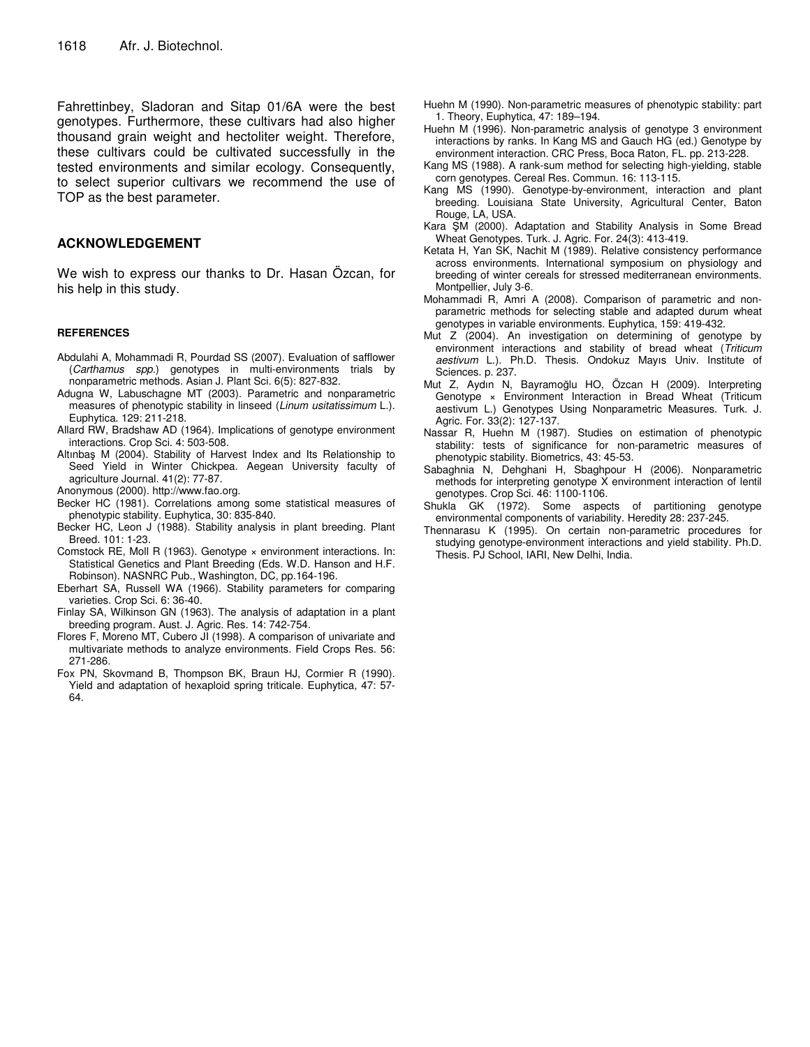Fahrettinbey, Sladoran and Sitap 01/6A were the best genotypes. Furthermore, these cultivars had also higher thousand grain weight and hectoliter weight. Therefore, these cultivars could be cultivated successfully in the tested environments and similar ecology. Consequently, to select superior cultivars we recommend the use of TOP as the best parameter.

## ACKNOWLEDGEMENT

We wish to express our thanks to Dr. Hasan Özcan, for his help in this study.

### REFERENCES

Abdulahi A, Mohammadi R, Pourdad SS (2007). Evaluation of safflower (*Carthamus spp.*) genotypes in multi-environments trials by nonparametric methods. Asian J. Plant Sci. 6(5): 827-832.

Adugna W, Labuschagne MT (2003). Parametric and nonparametric measures of phenotypic stability in linseed (*Linum usitatissimum* L.). Euphytica. 129: 211-218.

Allard RW, Bradshaw AD (1964). Implications of genotype environment interactions. Crop Sci. 4: 503-508.

Altınbaş M (2004). Stability of Harvest Index and Its Relationship to Seed Yield in Winter Chickpea. Aegean University faculty of agriculture Journal. 41(2): 77-87.

Anonymous (2000). http://www.fao.org.

Becker HC (1981). Correlations among some statistical measures of phenotypic stability. Euphytica, 30: 835-840.

Becker HC, Leon J (1988). Stability analysis in plant breeding. Plant Breed. 101: 1-23.

Comstock RE, Moll R (1963). Genotype × environment interactions. In: Statistical Genetics and Plant Breeding (Eds. W.D. Hanson and H.F. Robinson). NASNRC Pub., Washington, DC, pp.164-196.

Eberhart SA, Russell WA (1966). Stability parameters for comparing varieties. Crop Sci. 6: 36-40.

Finlay SA, Wilkinson GN (1963). The analysis of adaptation in a plant breeding program. Aust. J. Agric. Res. 14: 742-754.

Flores F, Moreno MT, Cubero JI (1998). A comparison of univariate and multivariate methods to analyze environments. Field Crops Res. 56: 271-286.

Fox PN, Skovmand B, Thompson BK, Braun HJ, Cormier R (1990). Yield and adaptation of hexaploid spring triticale. Euphytica, 47: 57-64.

Huehn M (1990). Non-parametric measures of phenotypic stability: part 1. Theory, Euphytica, 47: 189–194.

Huehn M (1996). Non-parametric analysis of genotype 3 environment interactions by ranks. In Kang MS and Gauch HG (ed.) Genotype by environment interaction. CRC Press, Boca Raton, FL. pp. 213-228.

Kang MS (1988). A rank-sum method for selecting high-yielding, stable corn genotypes. Cereal Res. Commun. 16: 113-115.

Kang MS (1990). Genotype-by-environment, interaction and plant breeding. Louisiana State University, Agricultural Center, Baton Rouge, LA, USA.

Kara ŞM (2000). Adaptation and Stability Analysis in Some Bread Wheat Genotypes. Turk. J. Agric. For. 24(3): 413-419.

Ketata H, Yan SK, Nachit M (1989). Relative consistency performance across environments. International symposium on physiology and breeding of winter cereals for stressed mediterranean environments. Montpellier, July 3-6.

Mohammadi R, Amri A (2008). Comparison of parametric and non-parametric methods for selecting stable and adapted durum wheat genotypes in variable environments. Euphytica, 159: 419-432.

Mut Z (2004). An investigation on determining of genotype by environment interactions and stability of bread wheat (*Triticum aestivum* L.). Ph.D. Thesis. Ondokuz Mayıs Univ. Institute of Sciences. p. 237.

Mut Z, Aydın N, Bayramoğlu HO, Özcan H (2009). Interpreting Genotype × Environment Interaction in Bread Wheat (Triticum aestivum L.) Genotypes Using Nonparametric Measures. Turk. J. Agric. For. 33(2): 127-137.

Nassar R, Huehn M (1987). Studies on estimation of phenotypic stability: tests of significance for non-parametric measures of phenotypic stability. Biometrics, 43: 45-53.

Sabaghnia N, Dehghani H, Sbaghpour H (2006). Nonparametric methods for interpreting genotype X environment interaction of lentil genotypes. Crop Sci. 46: 1100-1106.

Shukla GK (1972). Some aspects of partitioning genotype environmental components of variability. Heredity 28: 237-245.

Thennarasu K (1995). On certain non-parametric procedures for studying genotype-environment interactions and yield stability. Ph.D. Thesis. PJ School, IARI, New Delhi, India.